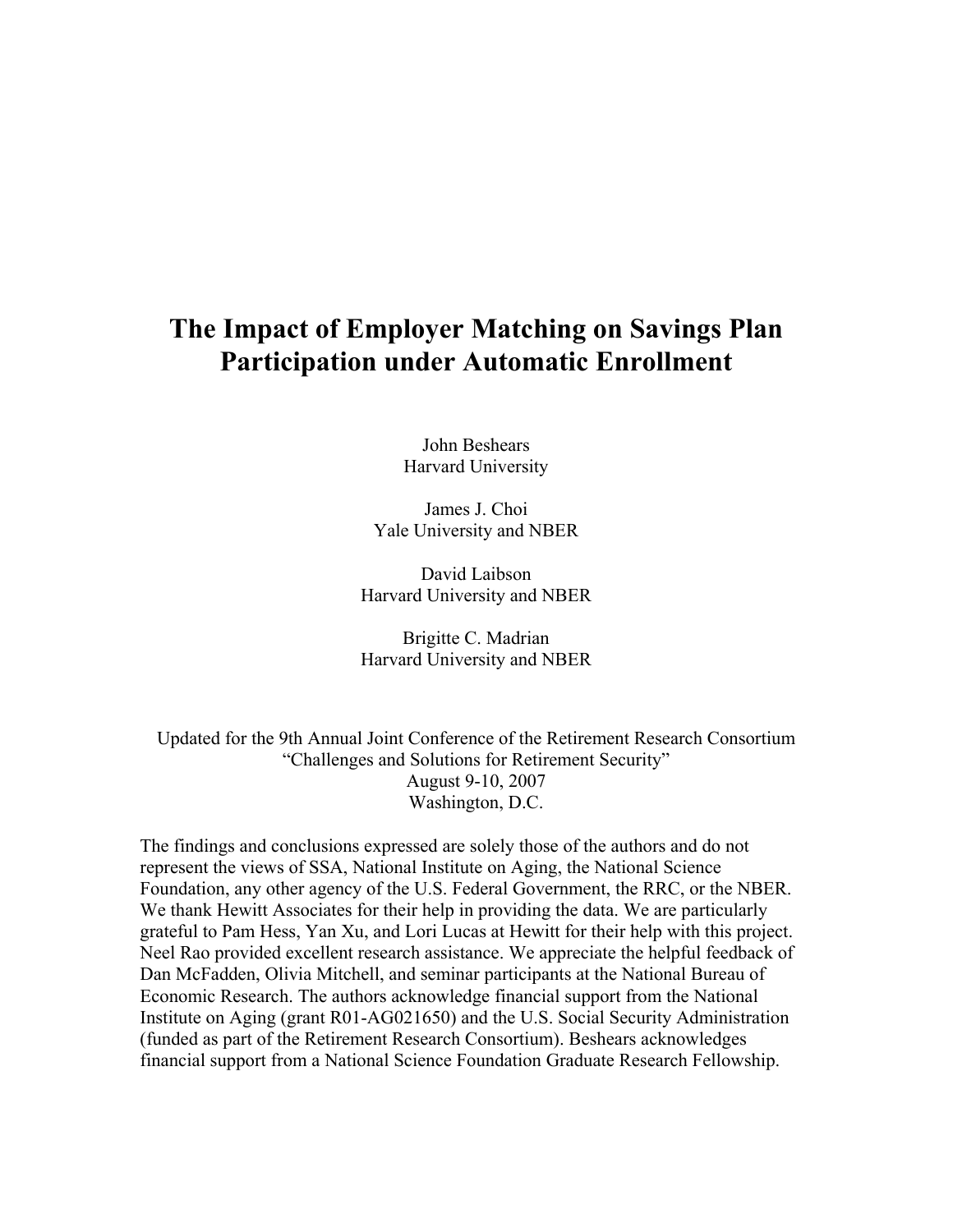# The Impact of Employer Matching on Savings Plan Participation under Automatic Enrollment

John Beshears
Harvard University

James J. Choi
Yale University and NBER

David Laibson
Harvard University and NBER

Brigitte C. Madrian
Harvard University and NBER

Updated for the 9th Annual Joint Conference of the Retirement Research Consortium
"Challenges and Solutions for Retirement Security"
August 9-10, 2007
Washington, D.C.

The findings and conclusions expressed are solely those of the authors and do not represent the views of SSA, National Institute on Aging, the National Science Foundation, any other agency of the U.S. Federal Government, the RRC, or the NBER. We thank Hewitt Associates for their help in providing the data. We are particularly grateful to Pam Hess, Yan Xu, and Lori Lucas at Hewitt for their help with this project. Neel Rao provided excellent research assistance. We appreciate the helpful feedback of Dan McFadden, Olivia Mitchell, and seminar participants at the National Bureau of Economic Research. The authors acknowledge financial support from the National Institute on Aging (grant R01-AG021650) and the U.S. Social Security Administration (funded as part of the Retirement Research Consortium). Beshears acknowledges financial support from a National Science Foundation Graduate Research Fellowship.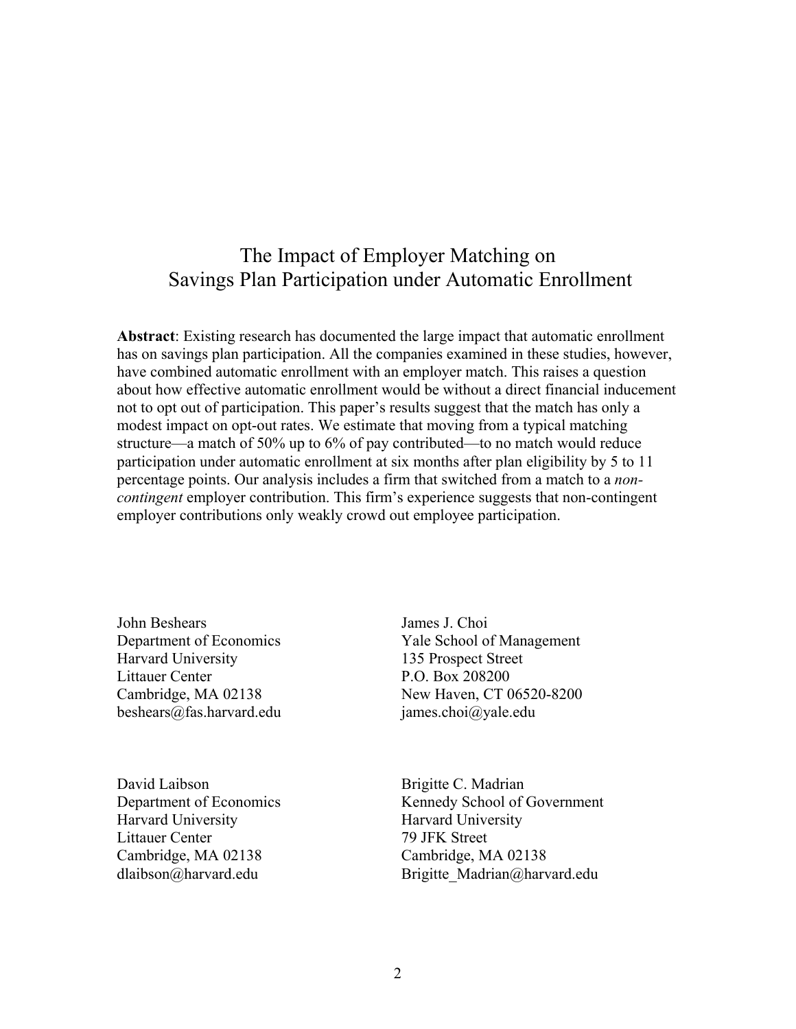# The Impact of Employer Matching on Savings Plan Participation under Automatic Enrollment

**Abstract**: Existing research has documented the large impact that automatic enrollment has on savings plan participation. All the companies examined in these studies, however, have combined automatic enrollment with an employer match. This raises a question about how effective automatic enrollment would be without a direct financial inducement not to opt out of participation. This paper's results suggest that the match has only a modest impact on opt-out rates. We estimate that moving from a typical matching structure—a match of 50% up to 6% of pay contributed—to no match would reduce participation under automatic enrollment at six months after plan eligibility by 5 to 11 percentage points. Our analysis includes a firm that switched from a match to a *non-contingent* employer contribution. This firm's experience suggests that non-contingent employer contributions only weakly crowd out employee participation.

John Beshears
Department of Economics
Harvard University
Littauer Center
Cambridge, MA 02138
beshears@fas.harvard.edu

James J. Choi
Yale School of Management
135 Prospect Street
P.O. Box 208200
New Haven, CT 06520-8200
james.choi@yale.edu

David Laibson
Department of Economics
Harvard University
Littauer Center
Cambridge, MA 02138
dlaibson@harvard.edu

Brigitte C. Madrian
Kennedy School of Government
Harvard University
79 JFK Street
Cambridge, MA 02138
Brigitte_Madrian@harvard.edu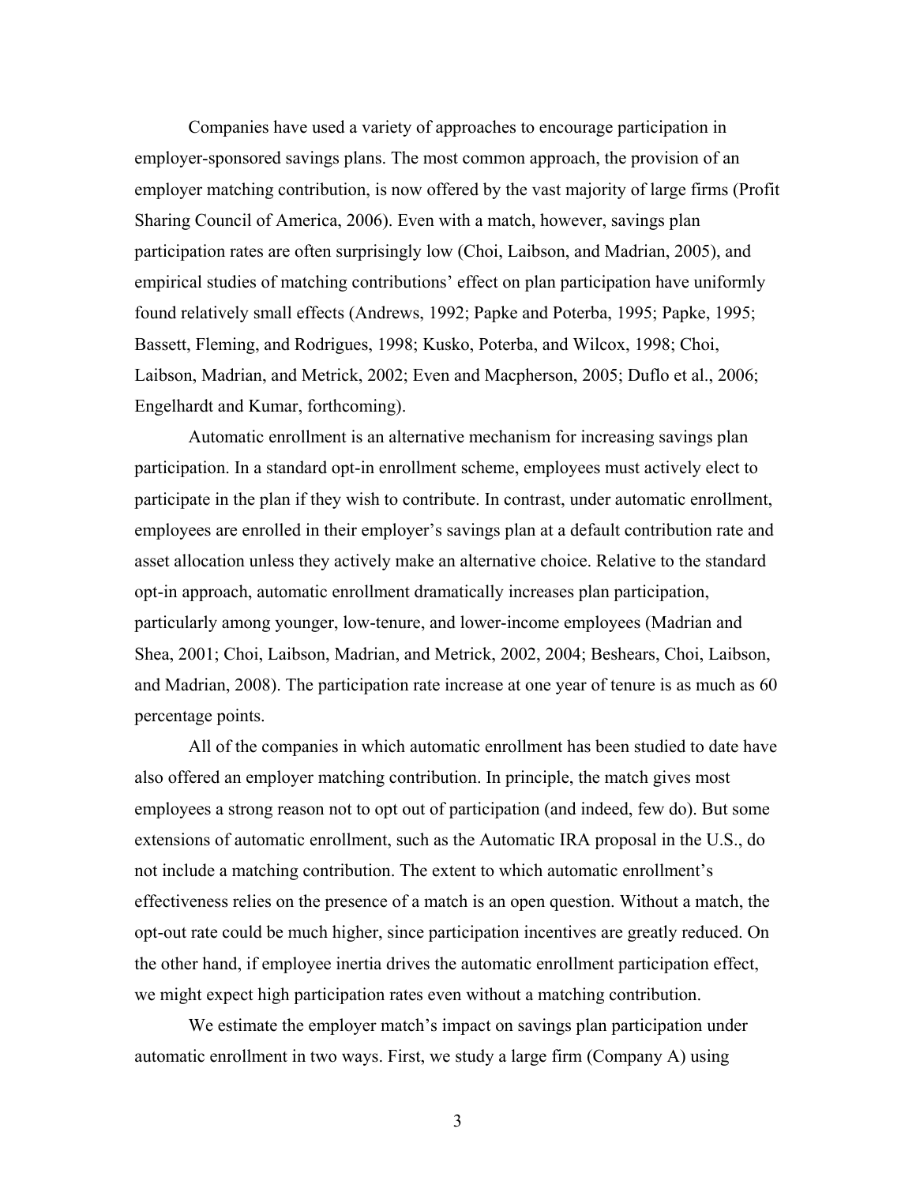Companies have used a variety of approaches to encourage participation in employer-sponsored savings plans. The most common approach, the provision of an employer matching contribution, is now offered by the vast majority of large firms (Profit Sharing Council of America, 2006). Even with a match, however, savings plan participation rates are often surprisingly low (Choi, Laibson, and Madrian, 2005), and empirical studies of matching contributions' effect on plan participation have uniformly found relatively small effects (Andrews, 1992; Papke and Poterba, 1995; Papke, 1995; Bassett, Fleming, and Rodrigues, 1998; Kusko, Poterba, and Wilcox, 1998; Choi, Laibson, Madrian, and Metrick, 2002; Even and Macpherson, 2005; Duflo et al., 2006; Engelhardt and Kumar, forthcoming).

Automatic enrollment is an alternative mechanism for increasing savings plan participation. In a standard opt-in enrollment scheme, employees must actively elect to participate in the plan if they wish to contribute. In contrast, under automatic enrollment, employees are enrolled in their employer's savings plan at a default contribution rate and asset allocation unless they actively make an alternative choice. Relative to the standard opt-in approach, automatic enrollment dramatically increases plan participation, particularly among younger, low-tenure, and lower-income employees (Madrian and Shea, 2001; Choi, Laibson, Madrian, and Metrick, 2002, 2004; Beshears, Choi, Laibson, and Madrian, 2008). The participation rate increase at one year of tenure is as much as 60 percentage points.

All of the companies in which automatic enrollment has been studied to date have also offered an employer matching contribution. In principle, the match gives most employees a strong reason not to opt out of participation (and indeed, few do). But some extensions of automatic enrollment, such as the Automatic IRA proposal in the U.S., do not include a matching contribution. The extent to which automatic enrollment's effectiveness relies on the presence of a match is an open question. Without a match, the opt-out rate could be much higher, since participation incentives are greatly reduced. On the other hand, if employee inertia drives the automatic enrollment participation effect, we might expect high participation rates even without a matching contribution.

We estimate the employer match's impact on savings plan participation under automatic enrollment in two ways. First, we study a large firm (Company A) using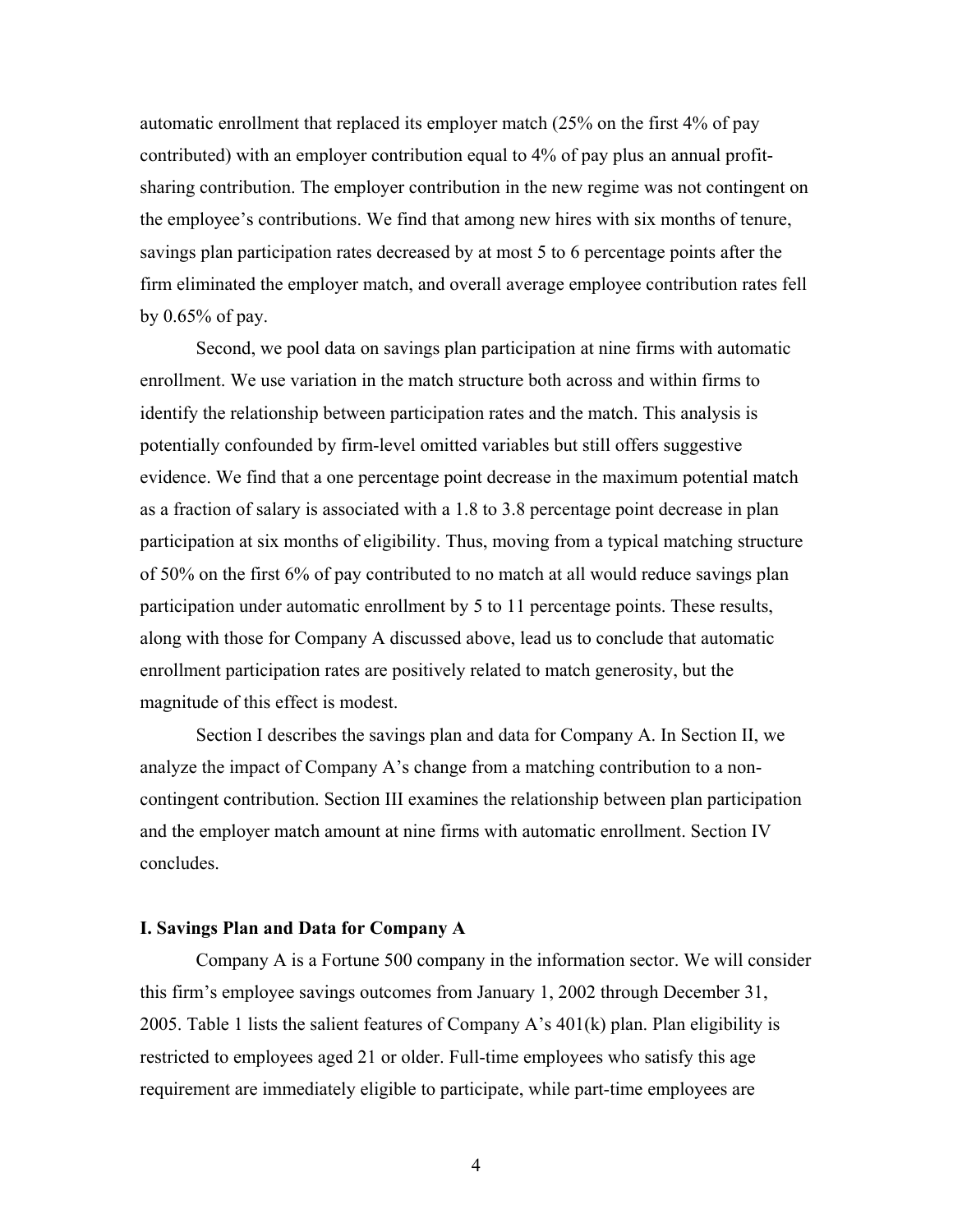automatic enrollment that replaced its employer match (25% on the first 4% of pay contributed) with an employer contribution equal to 4% of pay plus an annual profit-sharing contribution. The employer contribution in the new regime was not contingent on the employee's contributions. We find that among new hires with six months of tenure, savings plan participation rates decreased by at most 5 to 6 percentage points after the firm eliminated the employer match, and overall average employee contribution rates fell by 0.65% of pay.

Second, we pool data on savings plan participation at nine firms with automatic enrollment. We use variation in the match structure both across and within firms to identify the relationship between participation rates and the match. This analysis is potentially confounded by firm-level omitted variables but still offers suggestive evidence. We find that a one percentage point decrease in the maximum potential match as a fraction of salary is associated with a 1.8 to 3.8 percentage point decrease in plan participation at six months of eligibility. Thus, moving from a typical matching structure of 50% on the first 6% of pay contributed to no match at all would reduce savings plan participation under automatic enrollment by 5 to 11 percentage points. These results, along with those for Company A discussed above, lead us to conclude that automatic enrollment participation rates are positively related to match generosity, but the magnitude of this effect is modest.

Section I describes the savings plan and data for Company A. In Section II, we analyze the impact of Company A's change from a matching contribution to a non-contingent contribution. Section III examines the relationship between plan participation and the employer match amount at nine firms with automatic enrollment. Section IV concludes.

## I. Savings Plan and Data for Company A

Company A is a Fortune 500 company in the information sector. We will consider this firm's employee savings outcomes from January 1, 2002 through December 31, 2005. Table 1 lists the salient features of Company A's 401(k) plan. Plan eligibility is restricted to employees aged 21 or older. Full-time employees who satisfy this age requirement are immediately eligible to participate, while part-time employees are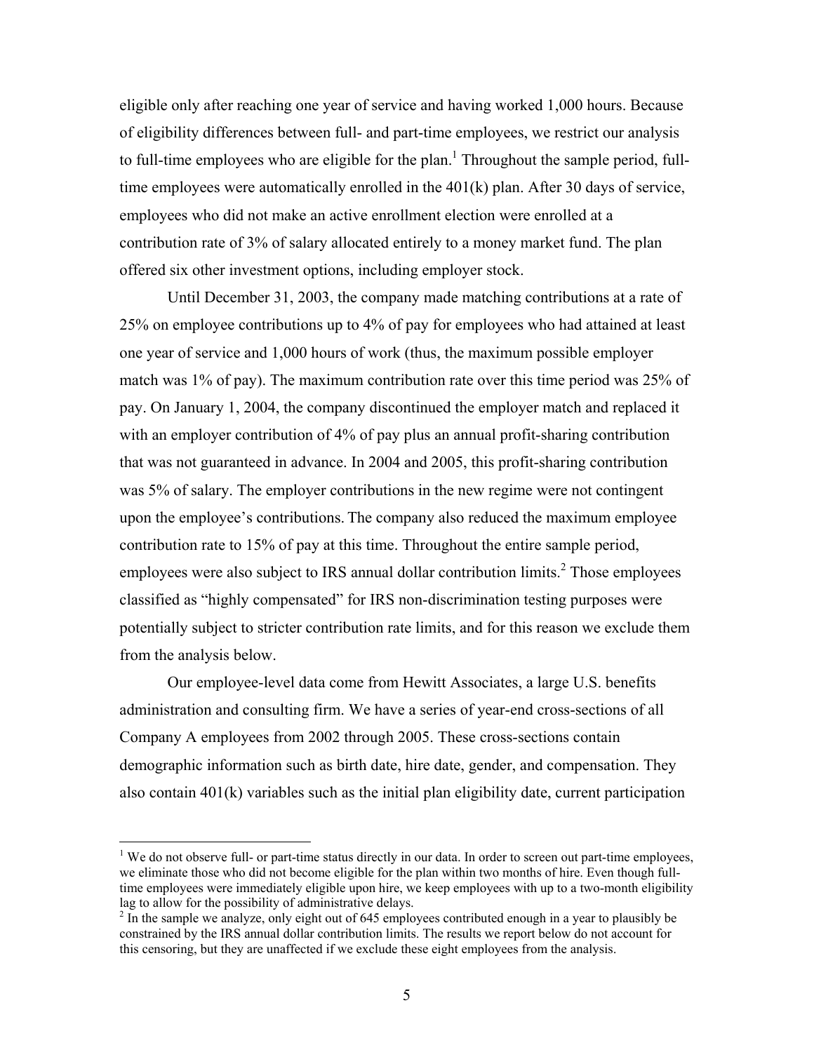eligible only after reaching one year of service and having worked 1,000 hours. Because of eligibility differences between full- and part-time employees, we restrict our analysis to full-time employees who are eligible for the plan.[1] Throughout the sample period, full-time employees were automatically enrolled in the 401(k) plan. After 30 days of service, employees who did not make an active enrollment election were enrolled at a contribution rate of 3% of salary allocated entirely to a money market fund. The plan offered six other investment options, including employer stock.

Until December 31, 2003, the company made matching contributions at a rate of 25% on employee contributions up to 4% of pay for employees who had attained at least one year of service and 1,000 hours of work (thus, the maximum possible employer match was 1% of pay). The maximum contribution rate over this time period was 25% of pay. On January 1, 2004, the company discontinued the employer match and replaced it with an employer contribution of 4% of pay plus an annual profit-sharing contribution that was not guaranteed in advance. In 2004 and 2005, this profit-sharing contribution was 5% of salary. The employer contributions in the new regime were not contingent upon the employee's contributions. The company also reduced the maximum employee contribution rate to 15% of pay at this time. Throughout the entire sample period, employees were also subject to IRS annual dollar contribution limits.[2] Those employees classified as "highly compensated" for IRS non-discrimination testing purposes were potentially subject to stricter contribution rate limits, and for this reason we exclude them from the analysis below.

Our employee-level data come from Hewitt Associates, a large U.S. benefits administration and consulting firm. We have a series of year-end cross-sections of all Company A employees from 2002 through 2005. These cross-sections contain demographic information such as birth date, hire date, gender, and compensation. They also contain 401(k) variables such as the initial plan eligibility date, current participation

[1] We do not observe full- or part-time status directly in our data. In order to screen out part-time employees, we eliminate those who did not become eligible for the plan within two months of hire. Even though full-time employees were immediately eligible upon hire, we keep employees with up to a two-month eligibility lag to allow for the possibility of administrative delays.

[2] In the sample we analyze, only eight out of 645 employees contributed enough in a year to plausibly be constrained by the IRS annual dollar contribution limits. The results we report below do not account for this censoring, but they are unaffected if we exclude these eight employees from the analysis.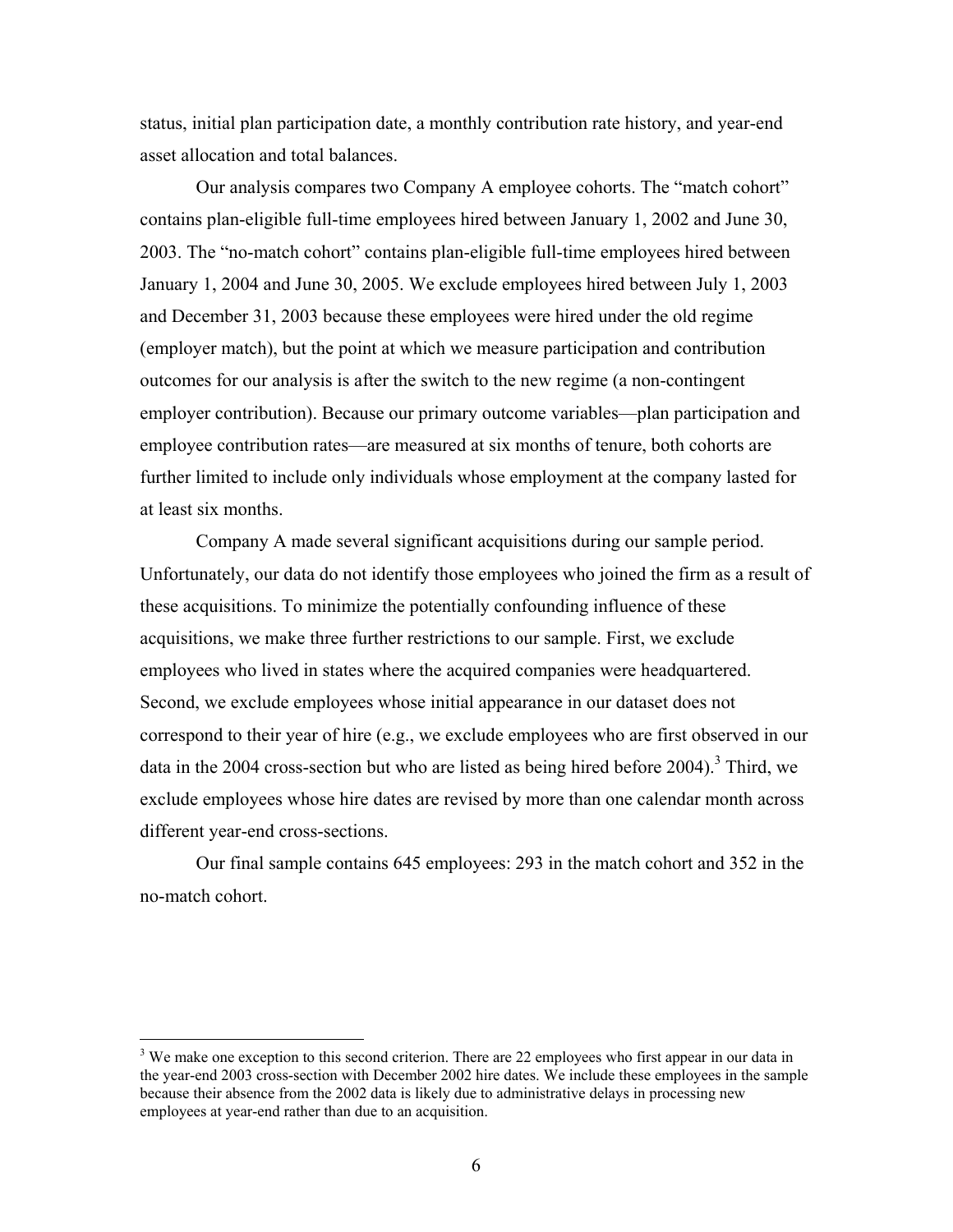status, initial plan participation date, a monthly contribution rate history, and year-end asset allocation and total balances.

Our analysis compares two Company A employee cohorts. The "match cohort" contains plan-eligible full-time employees hired between January 1, 2002 and June 30, 2003. The "no-match cohort" contains plan-eligible full-time employees hired between January 1, 2004 and June 30, 2005. We exclude employees hired between July 1, 2003 and December 31, 2003 because these employees were hired under the old regime (employer match), but the point at which we measure participation and contribution outcomes for our analysis is after the switch to the new regime (a non-contingent employer contribution). Because our primary outcome variables—plan participation and employee contribution rates—are measured at six months of tenure, both cohorts are further limited to include only individuals whose employment at the company lasted for at least six months.

Company A made several significant acquisitions during our sample period. Unfortunately, our data do not identify those employees who joined the firm as a result of these acquisitions. To minimize the potentially confounding influence of these acquisitions, we make three further restrictions to our sample. First, we exclude employees who lived in states where the acquired companies were headquartered. Second, we exclude employees whose initial appearance in our dataset does not correspond to their year of hire (e.g., we exclude employees who are first observed in our data in the 2004 cross-section but who are listed as being hired before 2004).[3] Third, we exclude employees whose hire dates are revised by more than one calendar month across different year-end cross-sections.

Our final sample contains 645 employees: 293 in the match cohort and 352 in the no-match cohort.

---

[3] We make one exception to this second criterion. There are 22 employees who first appear in our data in the year-end 2003 cross-section with December 2002 hire dates. We include these employees in the sample because their absence from the 2002 data is likely due to administrative delays in processing new employees at year-end rather than due to an acquisition.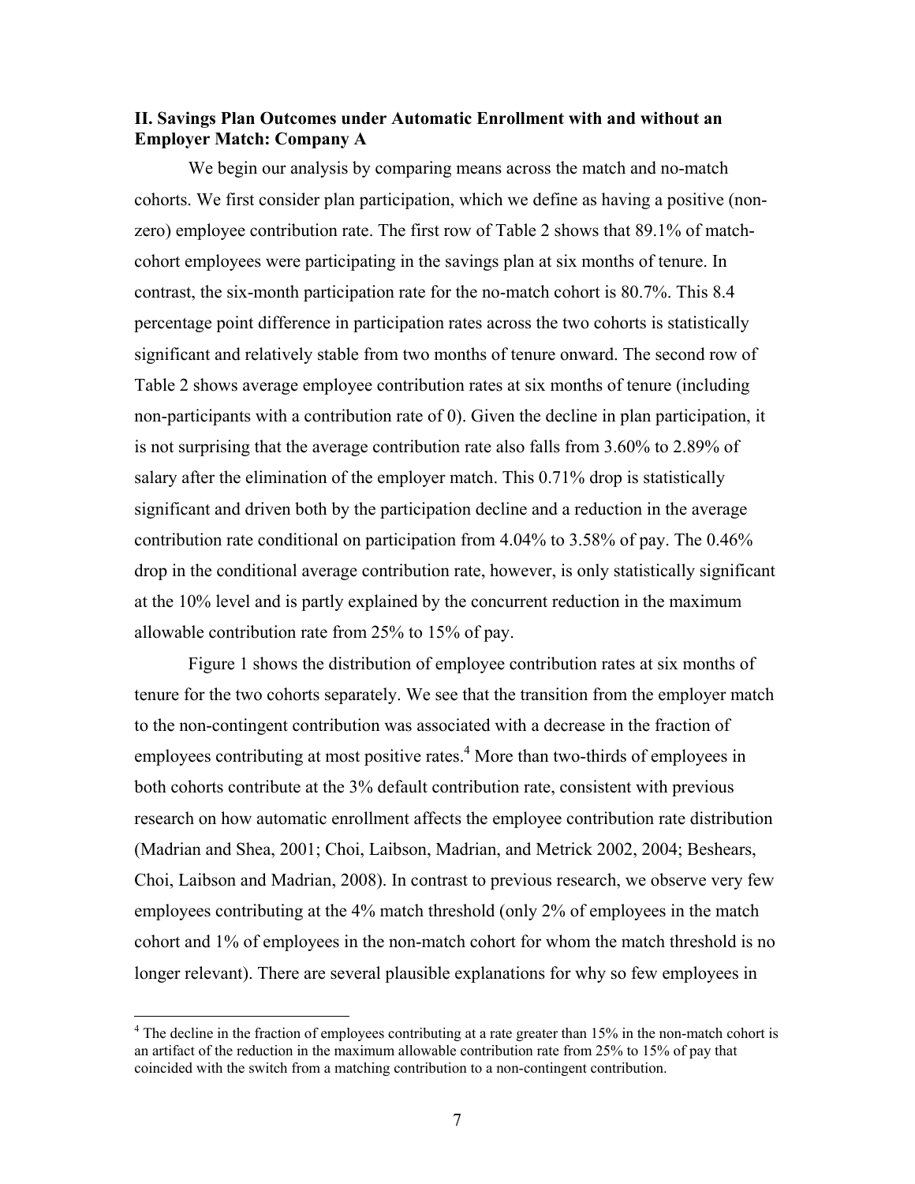## II. Savings Plan Outcomes under Automatic Enrollment with and without an Employer Match: Company A

We begin our analysis by comparing means across the match and no-match cohorts. We first consider plan participation, which we define as having a positive (non-zero) employee contribution rate. The first row of Table 2 shows that 89.1% of match-cohort employees were participating in the savings plan at six months of tenure. In contrast, the six-month participation rate for the no-match cohort is 80.7%. This 8.4 percentage point difference in participation rates across the two cohorts is statistically significant and relatively stable from two months of tenure onward. The second row of Table 2 shows average employee contribution rates at six months of tenure (including non-participants with a contribution rate of 0). Given the decline in plan participation, it is not surprising that the average contribution rate also falls from 3.60% to 2.89% of salary after the elimination of the employer match. This 0.71% drop is statistically significant and driven both by the participation decline and a reduction in the average contribution rate conditional on participation from 4.04% to 3.58% of pay. The 0.46% drop in the conditional average contribution rate, however, is only statistically significant at the 10% level and is partly explained by the concurrent reduction in the maximum allowable contribution rate from 25% to 15% of pay.

Figure 1 shows the distribution of employee contribution rates at six months of tenure for the two cohorts separately. We see that the transition from the employer match to the non-contingent contribution was associated with a decrease in the fraction of employees contributing at most positive rates.[4] More than two-thirds of employees in both cohorts contribute at the 3% default contribution rate, consistent with previous research on how automatic enrollment affects the employee contribution rate distribution (Madrian and Shea, 2001; Choi, Laibson, Madrian, and Metrick 2002, 2004; Beshears, Choi, Laibson and Madrian, 2008). In contrast to previous research, we observe very few employees contributing at the 4% match threshold (only 2% of employees in the match cohort and 1% of employees in the non-match cohort for whom the match threshold is no longer relevant). There are several plausible explanations for why so few employees in

[4] The decline in the fraction of employees contributing at a rate greater than 15% in the non-match cohort is an artifact of the reduction in the maximum allowable contribution rate from 25% to 15% of pay that coincided with the switch from a matching contribution to a non-contingent contribution.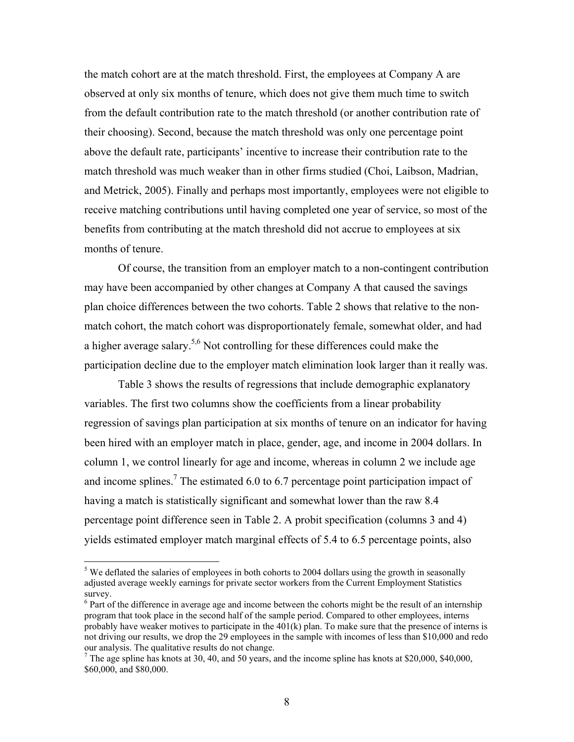the match cohort are at the match threshold. First, the employees at Company A are observed at only six months of tenure, which does not give them much time to switch from the default contribution rate to the match threshold (or another contribution rate of their choosing). Second, because the match threshold was only one percentage point above the default rate, participants' incentive to increase their contribution rate to the match threshold was much weaker than in other firms studied (Choi, Laibson, Madrian, and Metrick, 2005). Finally and perhaps most importantly, employees were not eligible to receive matching contributions until having completed one year of service, so most of the benefits from contributing at the match threshold did not accrue to employees at six months of tenure.

Of course, the transition from an employer match to a non-contingent contribution may have been accompanied by other changes at Company A that caused the savings plan choice differences between the two cohorts. Table 2 shows that relative to the non-match cohort, the match cohort was disproportionately female, somewhat older, and had a higher average salary.[5,6] Not controlling for these differences could make the participation decline due to the employer match elimination look larger than it really was.

Table 3 shows the results of regressions that include demographic explanatory variables. The first two columns show the coefficients from a linear probability regression of savings plan participation at six months of tenure on an indicator for having been hired with an employer match in place, gender, age, and income in 2004 dollars. In column 1, we control linearly for age and income, whereas in column 2 we include age and income splines.[7] The estimated 6.0 to 6.7 percentage point participation impact of having a match is statistically significant and somewhat lower than the raw 8.4 percentage point difference seen in Table 2. A probit specification (columns 3 and 4) yields estimated employer match marginal effects of 5.4 to 6.5 percentage points, also

---

[5] We deflated the salaries of employees in both cohorts to 2004 dollars using the growth in seasonally adjusted average weekly earnings for private sector workers from the Current Employment Statistics survey.

[6] Part of the difference in average age and income between the cohorts might be the result of an internship program that took place in the second half of the sample period. Compared to other employees, interns probably have weaker motives to participate in the 401(k) plan. To make sure that the presence of interns is not driving our results, we drop the 29 employees in the sample with incomes of less than $10,000 and redo our analysis. The qualitative results do not change.

[7] The age spline has knots at 30, 40, and 50 years, and the income spline has knots at $20,000, $40,000, $60,000, and $80,000.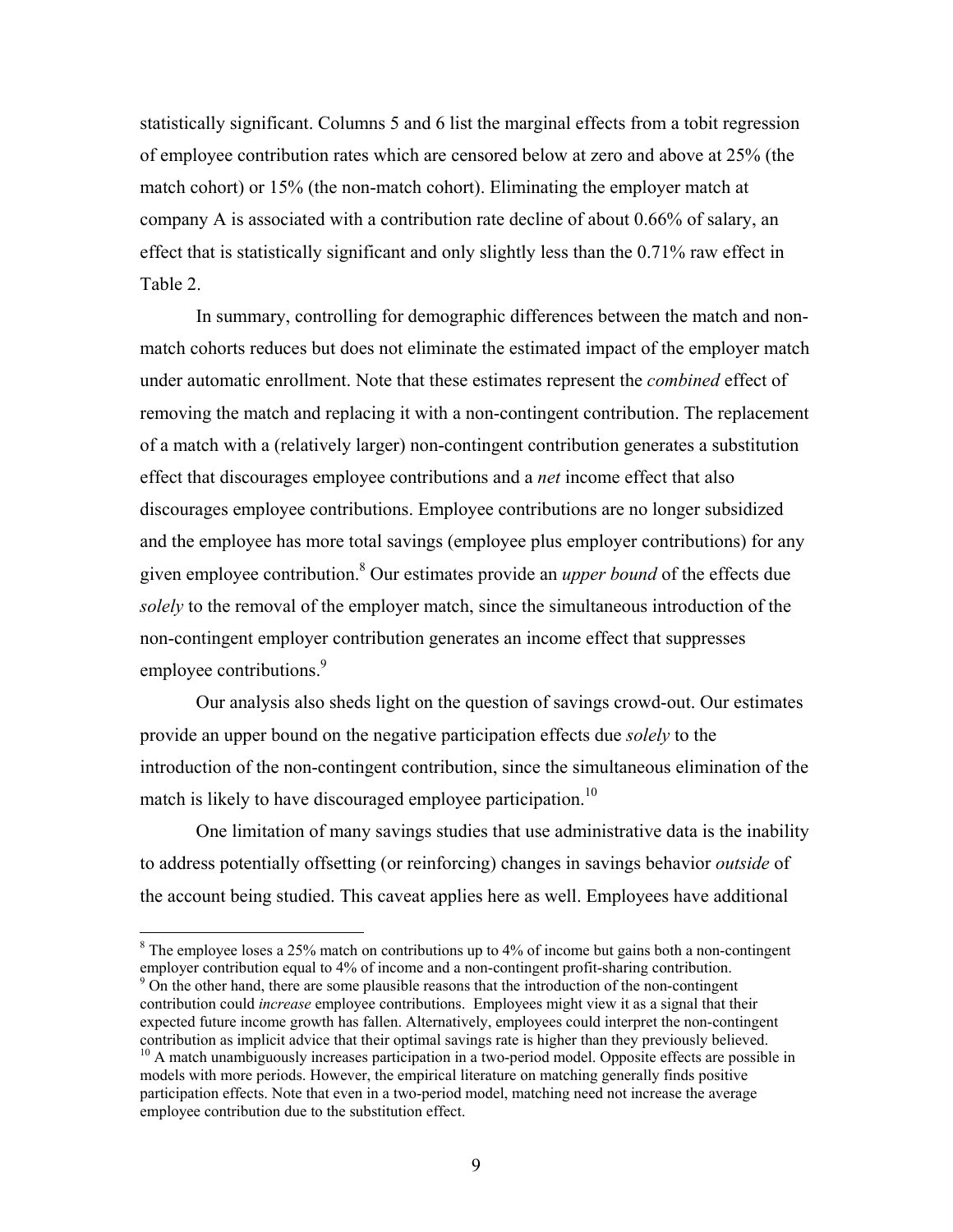statistically significant. Columns 5 and 6 list the marginal effects from a tobit regression of employee contribution rates which are censored below at zero and above at 25% (the match cohort) or 15% (the non-match cohort). Eliminating the employer match at company A is associated with a contribution rate decline of about 0.66% of salary, an effect that is statistically significant and only slightly less than the 0.71% raw effect in Table 2.

In summary, controlling for demographic differences between the match and non-match cohorts reduces but does not eliminate the estimated impact of the employer match under automatic enrollment. Note that these estimates represent the *combined* effect of removing the match and replacing it with a non-contingent contribution. The replacement of a match with a (relatively larger) non-contingent contribution generates a substitution effect that discourages employee contributions and a *net* income effect that also discourages employee contributions. Employee contributions are no longer subsidized and the employee has more total savings (employee plus employer contributions) for any given employee contribution.[8] Our estimates provide an *upper bound* of the effects due *solely* to the removal of the employer match, since the simultaneous introduction of the non-contingent employer contribution generates an income effect that suppresses employee contributions.[9]

Our analysis also sheds light on the question of savings crowd-out. Our estimates provide an upper bound on the negative participation effects due *solely* to the introduction of the non-contingent contribution, since the simultaneous elimination of the match is likely to have discouraged employee participation.[10]

One limitation of many savings studies that use administrative data is the inability to address potentially offsetting (or reinforcing) changes in savings behavior *outside* of the account being studied. This caveat applies here as well. Employees have additional

---

[8] The employee loses a 25% match on contributions up to 4% of income but gains both a non-contingent employer contribution equal to 4% of income and a non-contingent profit-sharing contribution.

[9] On the other hand, there are some plausible reasons that the introduction of the non-contingent contribution could *increase* employee contributions. Employees might view it as a signal that their expected future income growth has fallen. Alternatively, employees could interpret the non-contingent contribution as implicit advice that their optimal savings rate is higher than they previously believed.

[10] A match unambiguously increases participation in a two-period model. Opposite effects are possible in models with more periods. However, the empirical literature on matching generally finds positive participation effects. Note that even in a two-period model, matching need not increase the average employee contribution due to the substitution effect.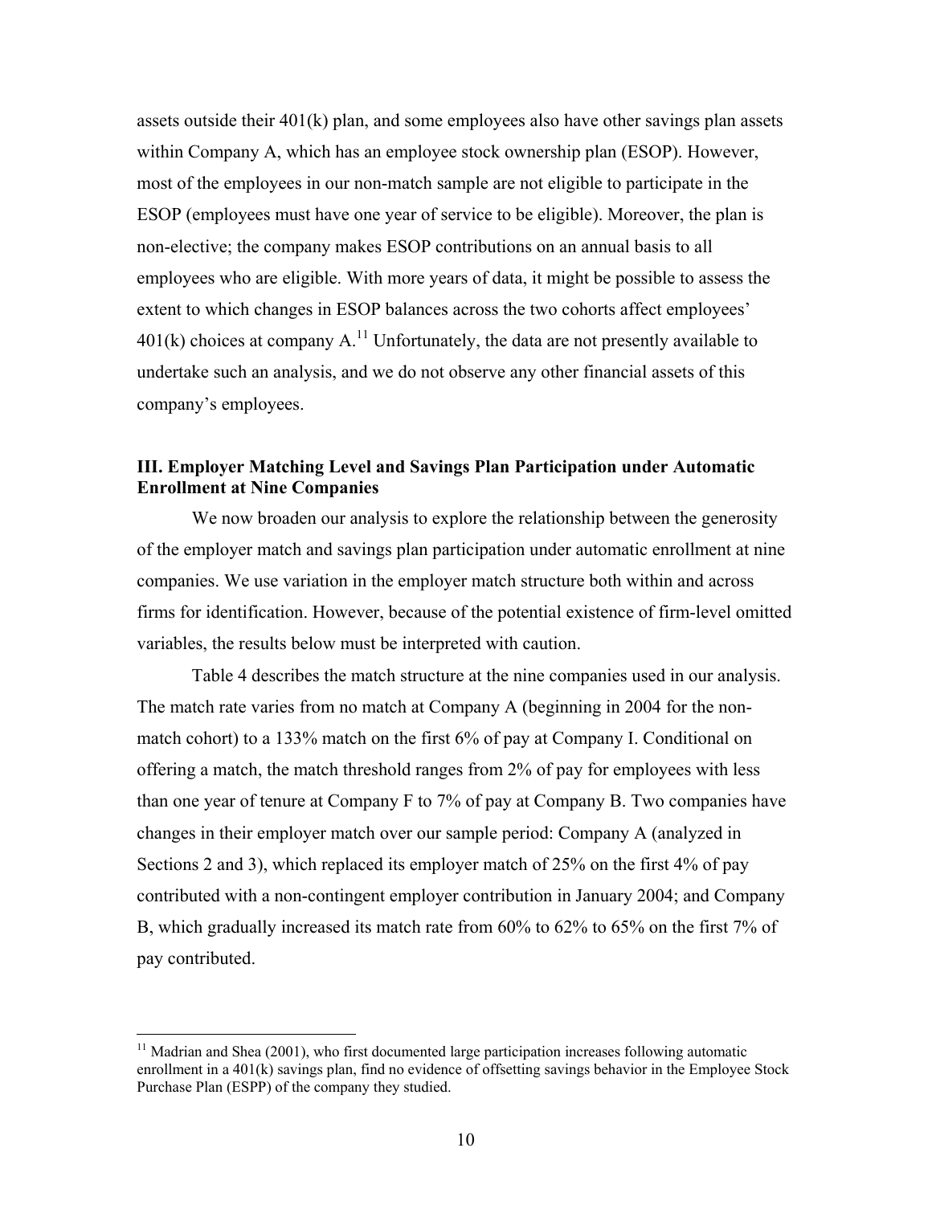assets outside their 401(k) plan, and some employees also have other savings plan assets within Company A, which has an employee stock ownership plan (ESOP). However, most of the employees in our non-match sample are not eligible to participate in the ESOP (employees must have one year of service to be eligible). Moreover, the plan is non-elective; the company makes ESOP contributions on an annual basis to all employees who are eligible. With more years of data, it might be possible to assess the extent to which changes in ESOP balances across the two cohorts affect employees' 401(k) choices at company A.[11] Unfortunately, the data are not presently available to undertake such an analysis, and we do not observe any other financial assets of this company's employees.

## III. Employer Matching Level and Savings Plan Participation under Automatic Enrollment at Nine Companies

We now broaden our analysis to explore the relationship between the generosity of the employer match and savings plan participation under automatic enrollment at nine companies. We use variation in the employer match structure both within and across firms for identification. However, because of the potential existence of firm-level omitted variables, the results below must be interpreted with caution.

Table 4 describes the match structure at the nine companies used in our analysis. The match rate varies from no match at Company A (beginning in 2004 for the non-match cohort) to a 133% match on the first 6% of pay at Company I. Conditional on offering a match, the match threshold ranges from 2% of pay for employees with less than one year of tenure at Company F to 7% of pay at Company B. Two companies have changes in their employer match over our sample period: Company A (analyzed in Sections 2 and 3), which replaced its employer match of 25% on the first 4% of pay contributed with a non-contingent employer contribution in January 2004; and Company B, which gradually increased its match rate from 60% to 62% to 65% on the first 7% of pay contributed.

[11] Madrian and Shea (2001), who first documented large participation increases following automatic enrollment in a 401(k) savings plan, find no evidence of offsetting savings behavior in the Employee Stock Purchase Plan (ESPP) of the company they studied.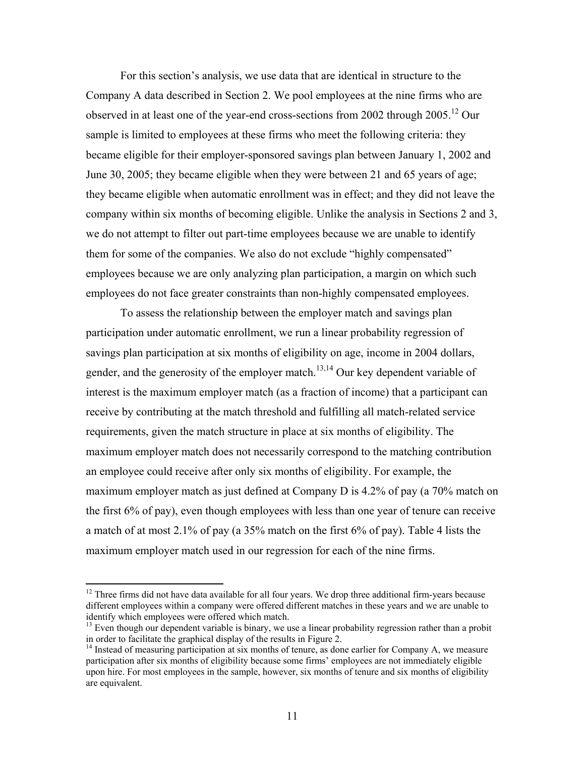For this section's analysis, we use data that are identical in structure to the Company A data described in Section 2. We pool employees at the nine firms who are observed in at least one of the year-end cross-sections from 2002 through 2005.[12] Our sample is limited to employees at these firms who meet the following criteria: they became eligible for their employer-sponsored savings plan between January 1, 2002 and June 30, 2005; they became eligible when they were between 21 and 65 years of age; they became eligible when automatic enrollment was in effect; and they did not leave the company within six months of becoming eligible. Unlike the analysis in Sections 2 and 3, we do not attempt to filter out part-time employees because we are unable to identify them for some of the companies. We also do not exclude "highly compensated" employees because we are only analyzing plan participation, a margin on which such employees do not face greater constraints than non-highly compensated employees.

To assess the relationship between the employer match and savings plan participation under automatic enrollment, we run a linear probability regression of savings plan participation at six months of eligibility on age, income in 2004 dollars, gender, and the generosity of the employer match.[13,14] Our key dependent variable of interest is the maximum employer match (as a fraction of income) that a participant can receive by contributing at the match threshold and fulfilling all match-related service requirements, given the match structure in place at six months of eligibility. The maximum employer match does not necessarily correspond to the matching contribution an employee could receive after only six months of eligibility. For example, the maximum employer match as just defined at Company D is 4.2% of pay (a 70% match on the first 6% of pay), even though employees with less than one year of tenure can receive a match of at most 2.1% of pay (a 35% match on the first 6% of pay). Table 4 lists the maximum employer match used in our regression for each of the nine firms.

---

[12] Three firms did not have data available for all four years. We drop three additional firm-years because different employees within a company were offered different matches in these years and we are unable to identify which employees were offered which match.

[13] Even though our dependent variable is binary, we use a linear probability regression rather than a probit in order to facilitate the graphical display of the results in Figure 2.

[14] Instead of measuring participation at six months of tenure, as done earlier for Company A, we measure participation after six months of eligibility because some firms' employees are not immediately eligible upon hire. For most employees in the sample, however, six months of tenure and six months of eligibility are equivalent.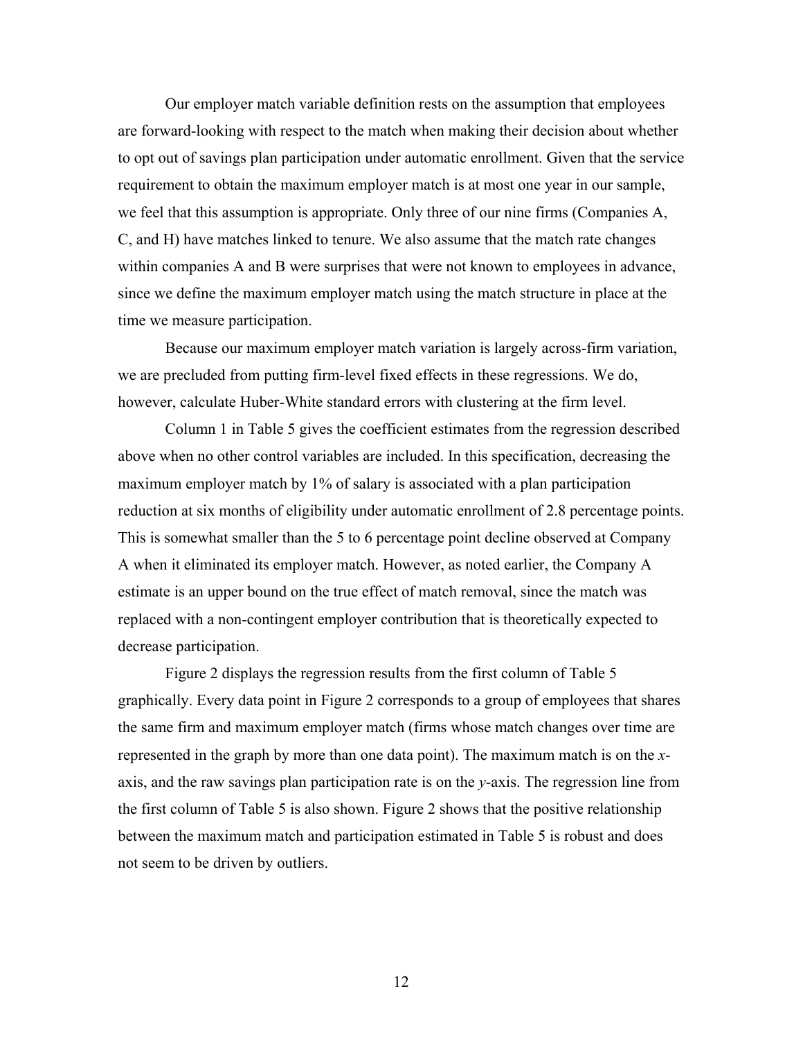Our employer match variable definition rests on the assumption that employees are forward-looking with respect to the match when making their decision about whether to opt out of savings plan participation under automatic enrollment. Given that the service requirement to obtain the maximum employer match is at most one year in our sample, we feel that this assumption is appropriate. Only three of our nine firms (Companies A, C, and H) have matches linked to tenure. We also assume that the match rate changes within companies A and B were surprises that were not known to employees in advance, since we define the maximum employer match using the match structure in place at the time we measure participation.

Because our maximum employer match variation is largely across-firm variation, we are precluded from putting firm-level fixed effects in these regressions. We do, however, calculate Huber-White standard errors with clustering at the firm level.

Column 1 in Table 5 gives the coefficient estimates from the regression described above when no other control variables are included. In this specification, decreasing the maximum employer match by 1% of salary is associated with a plan participation reduction at six months of eligibility under automatic enrollment of 2.8 percentage points. This is somewhat smaller than the 5 to 6 percentage point decline observed at Company A when it eliminated its employer match. However, as noted earlier, the Company A estimate is an upper bound on the true effect of match removal, since the match was replaced with a non-contingent employer contribution that is theoretically expected to decrease participation.

Figure 2 displays the regression results from the first column of Table 5 graphically. Every data point in Figure 2 corresponds to a group of employees that shares the same firm and maximum employer match (firms whose match changes over time are represented in the graph by more than one data point). The maximum match is on the *x*-axis, and the raw savings plan participation rate is on the *y*-axis. The regression line from the first column of Table 5 is also shown. Figure 2 shows that the positive relationship between the maximum match and participation estimated in Table 5 is robust and does not seem to be driven by outliers.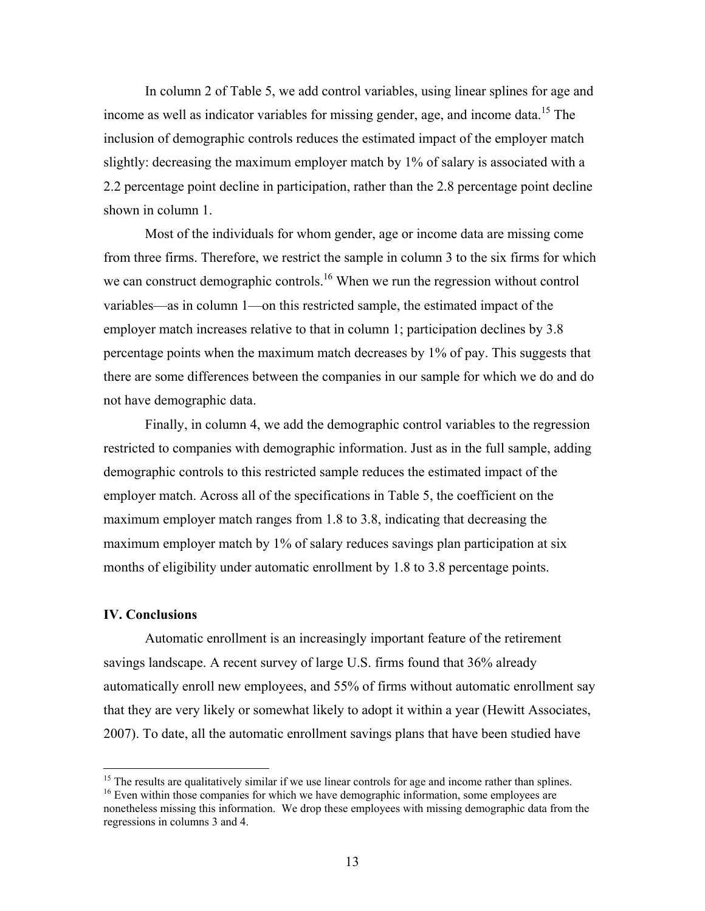In column 2 of Table 5, we add control variables, using linear splines for age and income as well as indicator variables for missing gender, age, and income data.[15] The inclusion of demographic controls reduces the estimated impact of the employer match slightly: decreasing the maximum employer match by 1% of salary is associated with a 2.2 percentage point decline in participation, rather than the 2.8 percentage point decline shown in column 1.

Most of the individuals for whom gender, age or income data are missing come from three firms. Therefore, we restrict the sample in column 3 to the six firms for which we can construct demographic controls.[16] When we run the regression without control variables—as in column 1—on this restricted sample, the estimated impact of the employer match increases relative to that in column 1; participation declines by 3.8 percentage points when the maximum match decreases by 1% of pay. This suggests that there are some differences between the companies in our sample for which we do and do not have demographic data.

Finally, in column 4, we add the demographic control variables to the regression restricted to companies with demographic information. Just as in the full sample, adding demographic controls to this restricted sample reduces the estimated impact of the employer match. Across all of the specifications in Table 5, the coefficient on the maximum employer match ranges from 1.8 to 3.8, indicating that decreasing the maximum employer match by 1% of salary reduces savings plan participation at six months of eligibility under automatic enrollment by 1.8 to 3.8 percentage points.

## IV. Conclusions

Automatic enrollment is an increasingly important feature of the retirement savings landscape. A recent survey of large U.S. firms found that 36% already automatically enroll new employees, and 55% of firms without automatic enrollment say that they are very likely or somewhat likely to adopt it within a year (Hewitt Associates, 2007). To date, all the automatic enrollment savings plans that have been studied have

---

[15] The results are qualitatively similar if we use linear controls for age and income rather than splines.

[16] Even within those companies for which we have demographic information, some employees are nonetheless missing this information. We drop these employees with missing demographic data from the regressions in columns 3 and 4.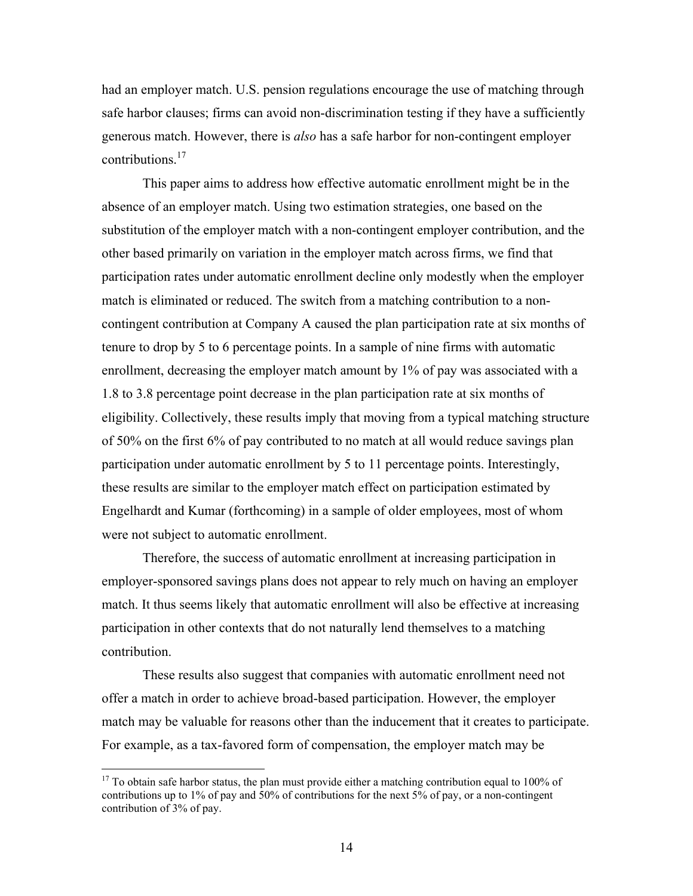had an employer match. U.S. pension regulations encourage the use of matching through safe harbor clauses; firms can avoid non-discrimination testing if they have a sufficiently generous match. However, there is *also* has a safe harbor for non-contingent employer contributions.[17]

This paper aims to address how effective automatic enrollment might be in the absence of an employer match. Using two estimation strategies, one based on the substitution of the employer match with a non-contingent employer contribution, and the other based primarily on variation in the employer match across firms, we find that participation rates under automatic enrollment decline only modestly when the employer match is eliminated or reduced. The switch from a matching contribution to a non-contingent contribution at Company A caused the plan participation rate at six months of tenure to drop by 5 to 6 percentage points. In a sample of nine firms with automatic enrollment, decreasing the employer match amount by 1% of pay was associated with a 1.8 to 3.8 percentage point decrease in the plan participation rate at six months of eligibility. Collectively, these results imply that moving from a typical matching structure of 50% on the first 6% of pay contributed to no match at all would reduce savings plan participation under automatic enrollment by 5 to 11 percentage points. Interestingly, these results are similar to the employer match effect on participation estimated by Engelhardt and Kumar (forthcoming) in a sample of older employees, most of whom were not subject to automatic enrollment.

Therefore, the success of automatic enrollment at increasing participation in employer-sponsored savings plans does not appear to rely much on having an employer match. It thus seems likely that automatic enrollment will also be effective at increasing participation in other contexts that do not naturally lend themselves to a matching contribution.

These results also suggest that companies with automatic enrollment need not offer a match in order to achieve broad-based participation. However, the employer match may be valuable for reasons other than the inducement that it creates to participate. For example, as a tax-favored form of compensation, the employer match may be

---

[17] To obtain safe harbor status, the plan must provide either a matching contribution equal to 100% of contributions up to 1% of pay and 50% of contributions for the next 5% of pay, or a non-contingent contribution of 3% of pay.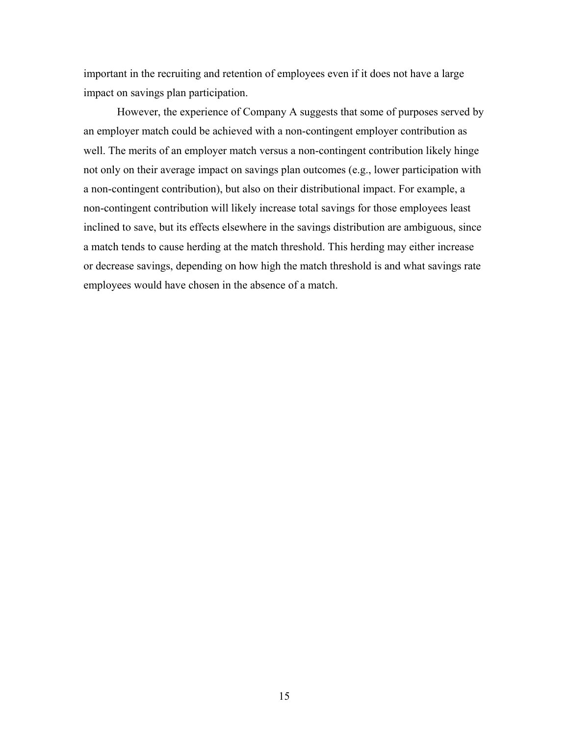important in the recruiting and retention of employees even if it does not have a large impact on savings plan participation.

However, the experience of Company A suggests that some of purposes served by an employer match could be achieved with a non-contingent employer contribution as well. The merits of an employer match versus a non-contingent contribution likely hinge not only on their average impact on savings plan outcomes (e.g., lower participation with a non-contingent contribution), but also on their distributional impact. For example, a non-contingent contribution will likely increase total savings for those employees least inclined to save, but its effects elsewhere in the savings distribution are ambiguous, since a match tends to cause herding at the match threshold. This herding may either increase or decrease savings, depending on how high the match threshold is and what savings rate employees would have chosen in the absence of a match.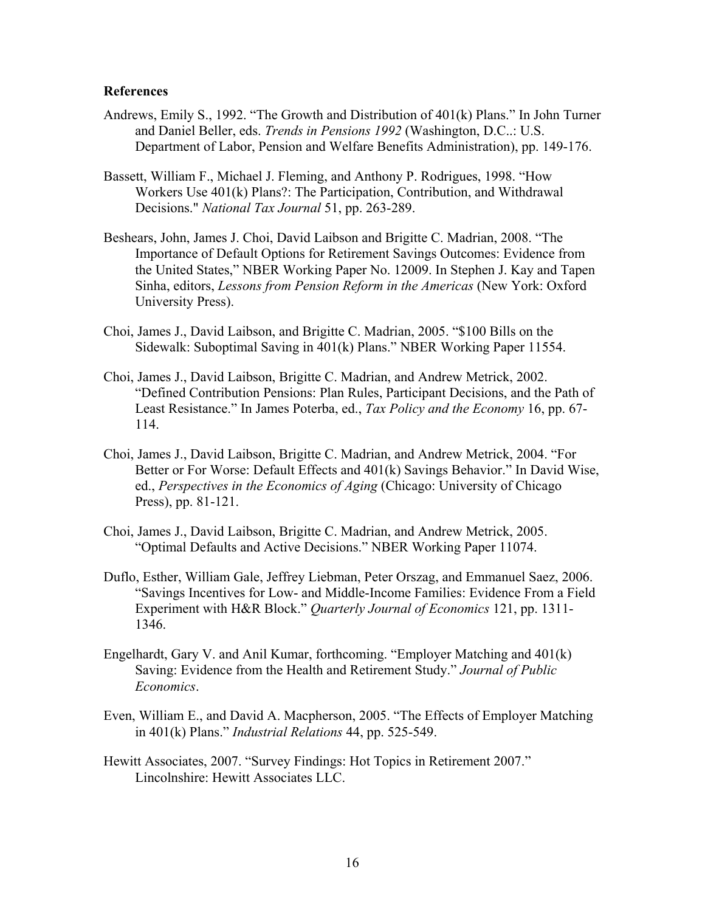## References

Andrews, Emily S., 1992. "The Growth and Distribution of 401(k) Plans." In John Turner and Daniel Beller, eds. *Trends in Pensions 1992* (Washington, D.C..: U.S. Department of Labor, Pension and Welfare Benefits Administration), pp. 149-176.

Bassett, William F., Michael J. Fleming, and Anthony P. Rodrigues, 1998. "How Workers Use 401(k) Plans?: The Participation, Contribution, and Withdrawal Decisions." *National Tax Journal* 51, pp. 263-289.

Beshears, John, James J. Choi, David Laibson and Brigitte C. Madrian, 2008. "The Importance of Default Options for Retirement Savings Outcomes: Evidence from the United States," NBER Working Paper No. 12009. In Stephen J. Kay and Tapen Sinha, editors, *Lessons from Pension Reform in the Americas* (New York: Oxford University Press).

Choi, James J., David Laibson, and Brigitte C. Madrian, 2005. "$100 Bills on the Sidewalk: Suboptimal Saving in 401(k) Plans." NBER Working Paper 11554.

Choi, James J., David Laibson, Brigitte C. Madrian, and Andrew Metrick, 2002. "Defined Contribution Pensions: Plan Rules, Participant Decisions, and the Path of Least Resistance." In James Poterba, ed., *Tax Policy and the Economy* 16, pp. 67-114.

Choi, James J., David Laibson, Brigitte C. Madrian, and Andrew Metrick, 2004. "For Better or For Worse: Default Effects and 401(k) Savings Behavior." In David Wise, ed., *Perspectives in the Economics of Aging* (Chicago: University of Chicago Press), pp. 81-121.

Choi, James J., David Laibson, Brigitte C. Madrian, and Andrew Metrick, 2005. "Optimal Defaults and Active Decisions." NBER Working Paper 11074.

Duflo, Esther, William Gale, Jeffrey Liebman, Peter Orszag, and Emmanuel Saez, 2006. "Savings Incentives for Low- and Middle-Income Families: Evidence From a Field Experiment with H&R Block." *Quarterly Journal of Economics* 121, pp. 1311-1346.

Engelhardt, Gary V. and Anil Kumar, forthcoming. "Employer Matching and 401(k) Saving: Evidence from the Health and Retirement Study." *Journal of Public Economics*.

Even, William E., and David A. Macpherson, 2005. "The Effects of Employer Matching in 401(k) Plans." *Industrial Relations* 44, pp. 525-549.

Hewitt Associates, 2007. "Survey Findings: Hot Topics in Retirement 2007." Lincolnshire: Hewitt Associates LLC.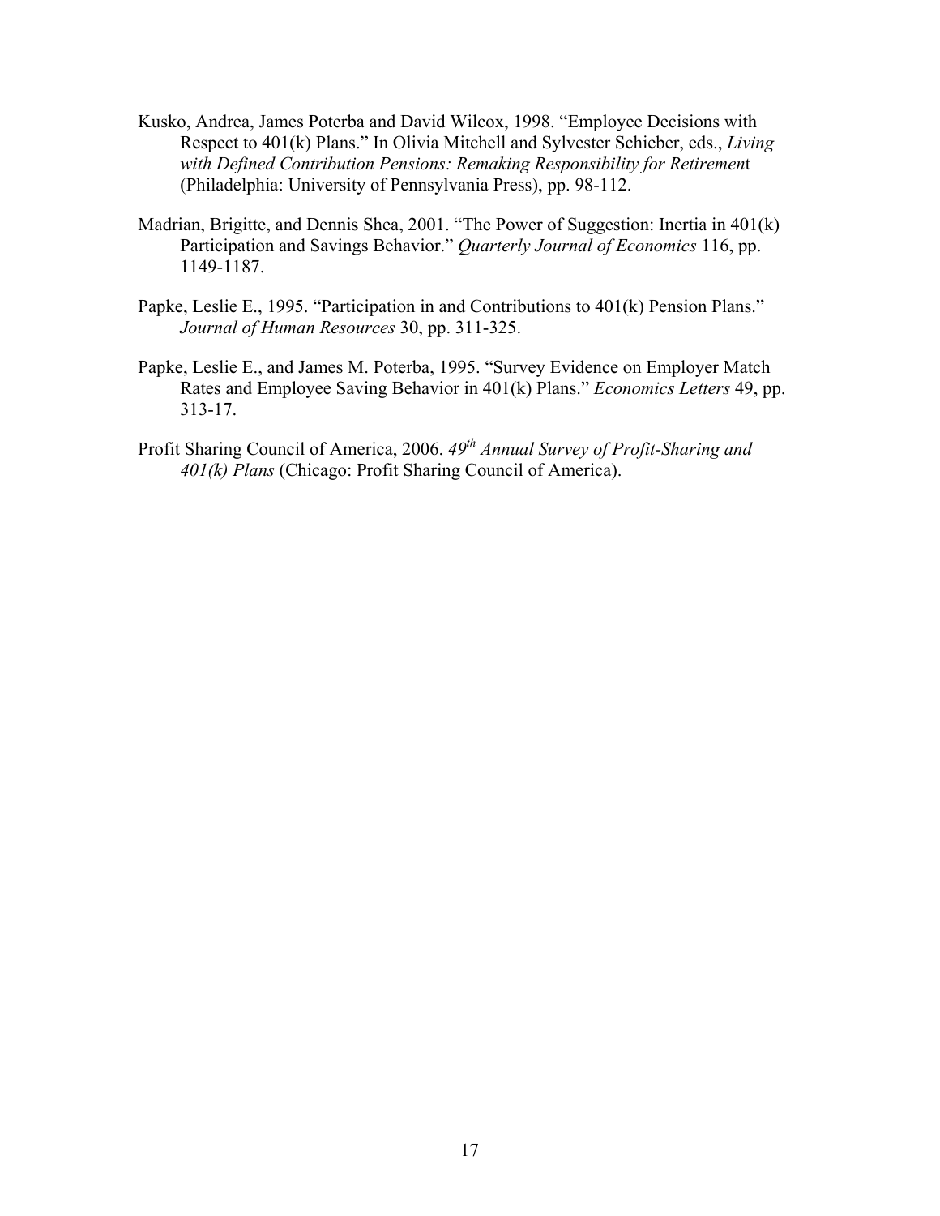Kusko, Andrea, James Poterba and David Wilcox, 1998. "Employee Decisions with Respect to 401(k) Plans." In Olivia Mitchell and Sylvester Schieber, eds., *Living with Defined Contribution Pensions: Remaking Responsibility for Retirement* (Philadelphia: University of Pennsylvania Press), pp. 98-112.

Madrian, Brigitte, and Dennis Shea, 2001. "The Power of Suggestion: Inertia in 401(k) Participation and Savings Behavior." *Quarterly Journal of Economics* 116, pp. 1149-1187.

Papke, Leslie E., 1995. "Participation in and Contributions to 401(k) Pension Plans." *Journal of Human Resources* 30, pp. 311-325.

Papke, Leslie E., and James M. Poterba, 1995. "Survey Evidence on Employer Match Rates and Employee Saving Behavior in 401(k) Plans." *Economics Letters* 49, pp. 313-17.

Profit Sharing Council of America, 2006. *49th Annual Survey of Profit-Sharing and 401(k) Plans* (Chicago: Profit Sharing Council of America).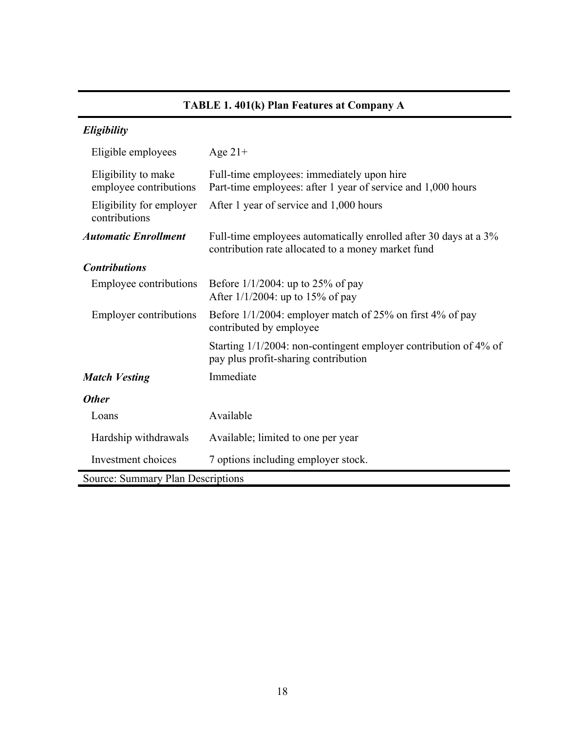**TABLE 1. 401(k) Plan Features at Company A**

| | |
|---|---|
| ***Eligibility*** | |
| Eligible employees | Age 21+ |
| Eligibility to make employee contributions | Full-time employees: immediately upon hire<br>Part-time employees: after 1 year of service and 1,000 hours |
| Eligibility for employer contributions | After 1 year of service and 1,000 hours |
| ***Automatic Enrollment*** | Full-time employees automatically enrolled after 30 days at a 3% contribution rate allocated to a money market fund |
| ***Contributions*** | |
| Employee contributions | Before 1/1/2004: up to 25% of pay<br>After 1/1/2004: up to 15% of pay |
| Employer contributions | Before 1/1/2004: employer match of 25% on first 4% of pay contributed by employee |
| | Starting 1/1/2004: non-contingent employer contribution of 4% of pay plus profit-sharing contribution |
| ***Match Vesting*** | Immediate |
| ***Other*** | |
| Loans | Available |
| Hardship withdrawals | Available; limited to one per year |
| Investment choices | 7 options including employer stock. |

Source: Summary Plan Descriptions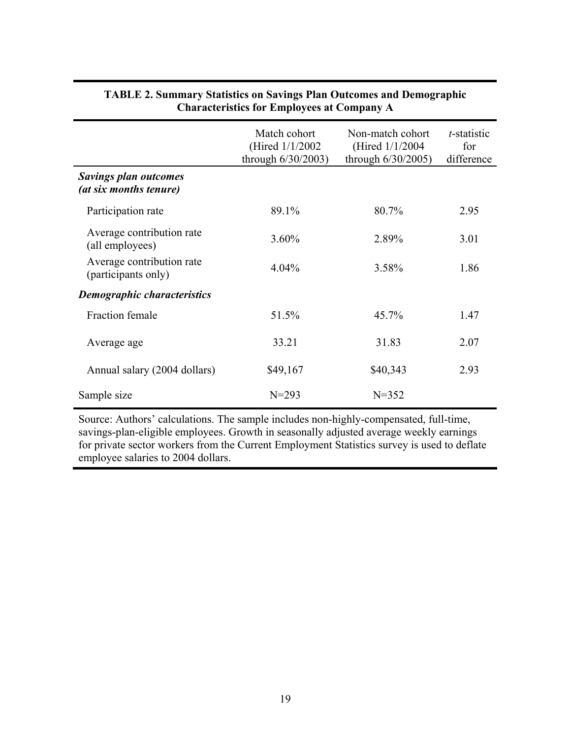**TABLE 2. Summary Statistics on Savings Plan Outcomes and Demographic Characteristics for Employees at Company A**

| | Match cohort (Hired 1/1/2002 through 6/30/2003) | Non-match cohort (Hired 1/1/2004 through 6/30/2005) | *t*-statistic for difference |
|---|---|---|---|
| ***Savings plan outcomes (at six months tenure)*** | | | |
| Participation rate | 89.1% | 80.7% | 2.95 |
| Average contribution rate (all employees) | 3.60% | 2.89% | 3.01 |
| Average contribution rate (participants only) | 4.04% | 3.58% | 1.86 |
| ***Demographic characteristics*** | | | |
| Fraction female | 51.5% | 45.7% | 1.47 |
| Average age | 33.21 | 31.83 | 2.07 |
| Annual salary (2004 dollars) | $49,167 | $40,343 | 2.93 |
| Sample size | N=293 | N=352 | |

Source: Authors' calculations. The sample includes non-highly-compensated, full-time, savings-plan-eligible employees. Growth in seasonally adjusted average weekly earnings for private sector workers from the Current Employment Statistics survey is used to deflate employee salaries to 2004 dollars.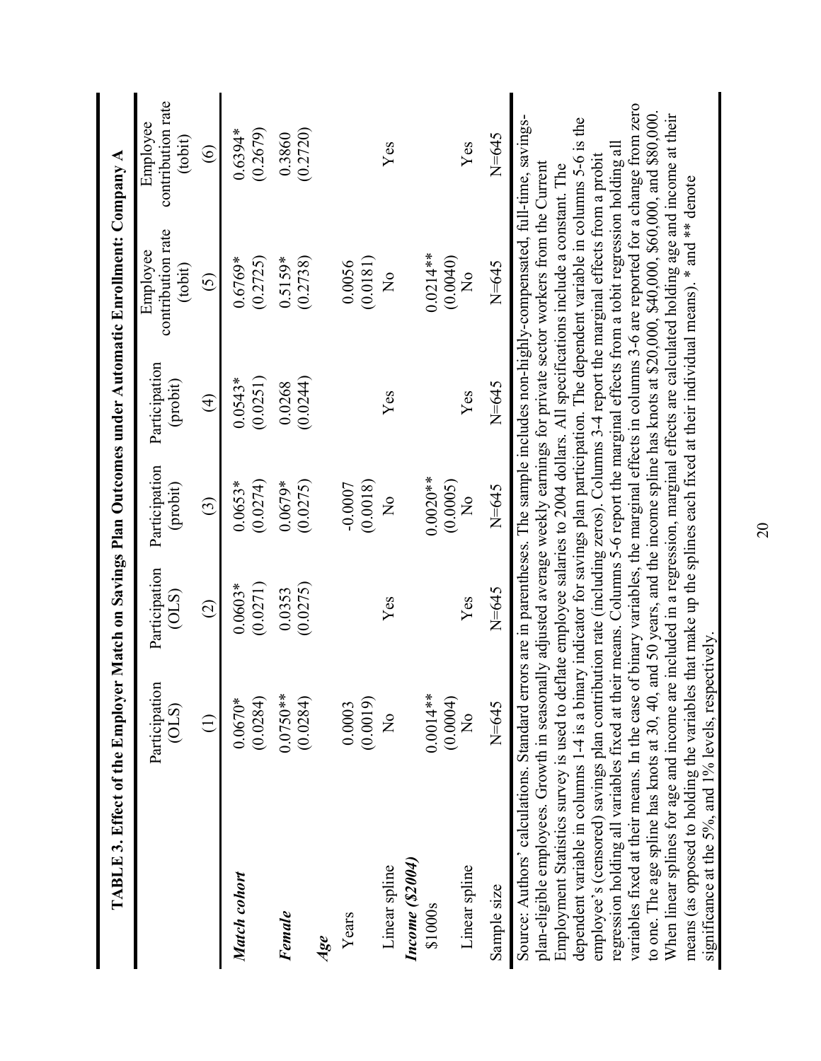## TABLE 3. Effect of the Employer Match on Savings Plan Outcomes under Automatic Enrollment: Company A

| | Participation (OLS) | Participation (OLS) | Participation (probit) | Participation (probit) | Employee contribution rate (tobit) | Employee contribution rate (tobit) |
|---|---|---|---|---|---|---|
| | (1) | (2) | (3) | (4) | (5) | (6) |
| ***Match cohort*** | 0.0670* | 0.0603* | 0.0653* | 0.0543* | 0.6769* | 0.6394* |
| | (0.0284) | (0.0271) | (0.0274) | (0.0251) | (0.2725) | (0.2679) |
| ***Female*** | 0.0750** | 0.0353 | 0.0679* | 0.0268 | 0.5159* | 0.3860 |
| | (0.0284) | (0.0275) | (0.0275) | (0.0244) | (0.2738) | (0.2720) |
| ***Age*** | | | | | | |
| Years | 0.0003 | | -0.0007 | | 0.0056 | |
| | (0.0019) | | (0.0018) | | (0.0181) | |
| Linear spline | No | Yes | No | Yes | No | Yes |
| ***Income ($2004)*** | | | | | | |
| $1000s | 0.0014** | | 0.0020** | | 0.0214** | |
| | (0.0004) | | (0.0005) | | (0.0040) | |
| Linear spline | No | Yes | No | Yes | No | Yes |
| Sample size | N=645 | N=645 | N=645 | N=645 | N=645 | N=645 |

Source: Authors' calculations. Standard errors are in parentheses. The sample includes non-highly-compensated, full-time, savings-plan-eligible employees. Growth in seasonally adjusted average weekly earnings for private sector workers from the Current Employment Statistics survey is used to deflate employee salaries to 2004 dollars. All specifications include a constant. The dependent variable in columns 1-4 is a binary indicator for savings plan participation. The dependent variable in columns 5-6 is the employee's (censored) savings plan contribution rate (including zeros). Columns 3-4 report the marginal effects from a probit regression holding all variables fixed at their means. Columns 5-6 report the marginal effects from a tobit regression holding all variables fixed at their means. In the case of binary variables, the marginal effects in columns 3-6 are reported for a change from zero to one. The age spline has knots at 30, 40, and 50 years, and the income spline has knots at $20,000, $40,000, $60,000, and $80,000. When linear splines for age and income are included in a regression, marginal effects are calculated holding age and income at their means (as opposed to holding the variables that make up the splines each fixed at their individual means). * and ** denote significance at the 5%, and 1% levels, respectively.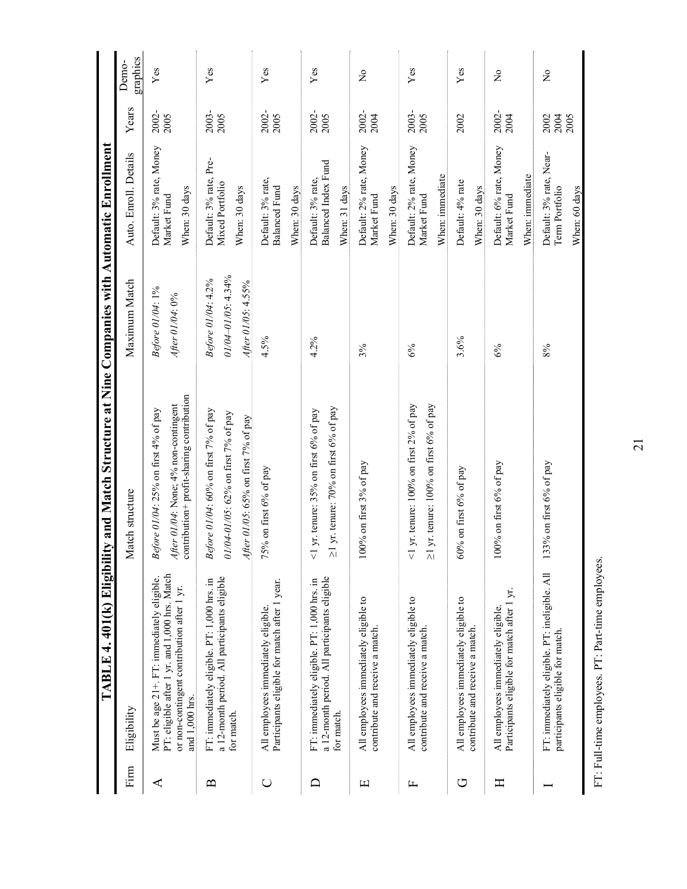# TABLE 4. 401(k) Eligibility and Match Structure at Nine Companies with Automatic Enrollment

| Firm | Eligibility | Match structure | Maximum Match | Auto. Enroll. Details | Years | Demo-graphics |
|---|---|---|---|---|---|---|
| A | Must be age 21+. FT: immediately eligible. PT: eligible after 1 yr. and 1,000 hrs. Match or non-contingent contribution after 1 yr. and 1,000 hrs. | *Before 01/04*: 25% on first 4% of pay<br>*After 01/04*: None; 4% non-contingent contribution+ profit-sharing contribution | *Before 01/04*: 1%<br>*After 01/04*: 0% | Default: 3% rate, Money Market Fund<br>When: 30 days | 2002-2005 | Yes |
| B | FT: immediately eligible. PT: 1,000 hrs. in a 12-month period. All participants eligible for match. | *Before 01/04*: 60% on first 7% of pay<br>*01/04-01/05*: 62% on first 7% of pay<br>*After 01/05*: 65% on first 7% of pay | *Before 01/04*: 4.2%<br>*01/04–01/05*: 4.34%<br>*After 01/05*: 4.55% | Default: 3% rate, Pre-Mixed Portfolio<br>When: 30 days | 2003-2005 | Yes |
| C | All employees immediately eligible. Participants eligible for match after 1 year. | 75% on first 6% of pay | 4.5% | Default: 3% rate, Balanced Fund<br>When: 30 days | 2002-2005 | Yes |
| D | FT: immediately eligible. PT: 1,000 hrs. in a 12-month period. All participants eligible for match. | <1 yr. tenure: 35% on first 6% of pay<br>≥1 yr. tenure: 70% on first 6% of pay | 4.2% | Default: 3% rate, Balanced Index Fund<br>When: 31 days | 2002-2005 | Yes |
| E | All employees immediately eligible to contribute and receive a match. | 100% on first 3% of pay | 3% | Default: 2% rate, Money Market Fund<br>When: 30 days | 2002-2004 | No |
| F | All employees immediately eligible to contribute and receive a match. | <1 yr. tenure: 100% on first 2% of pay<br>≥1 yr. tenure: 100% on first 6% of pay | 6% | Default: 2% rate, Money Market Fund<br>When: immediate | 2003-2005 | Yes |
| G | All employees immediately eligible to contribute and receive a match. | 60% on first 6% of pay | 3.6% | Default: 4% rate<br>When: 30 days | 2002 | Yes |
| H | All employees immediately eligible. Participants eligible for match after 1 yr. | 100% on first 6% of pay | 6% | Default: 6% rate, Money Market Fund<br>When: immediate | 2002-2004 | No |
| I | FT: immediately eligible. PT: ineligible. All participants eligible for match. | 133% on first 6% of pay | 8% | Default: 3% rate, Near-Term Portfolio<br>When: 60 days | 2002<br>2004<br>2005 | No |

FT: Full-time employees. PT: Part-time employees.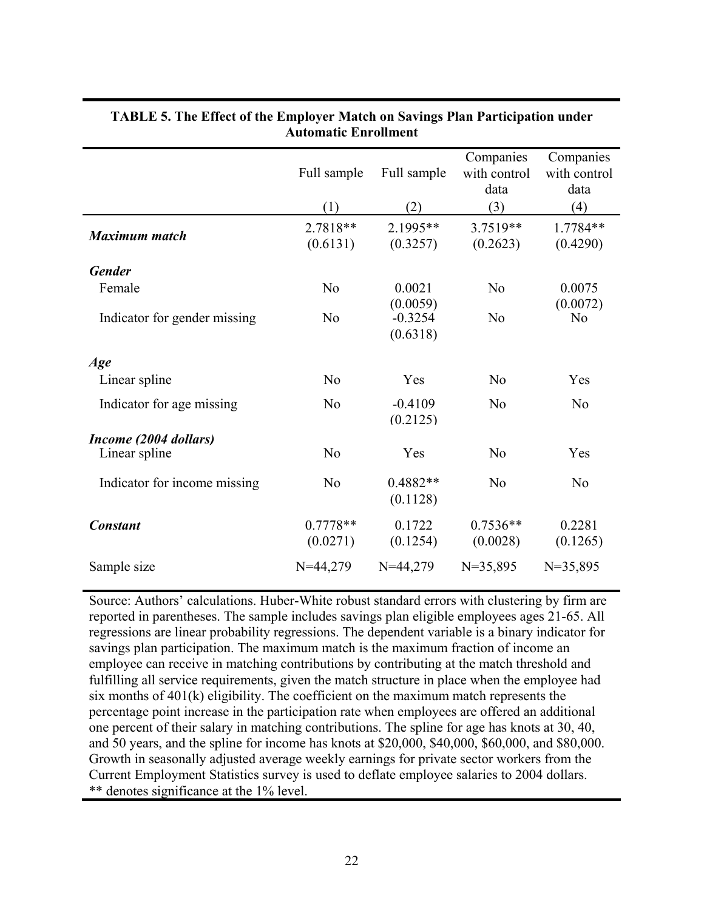**TABLE 5. The Effect of the Employer Match on Savings Plan Participation under Automatic Enrollment**

| | Full sample (1) | Full sample (2) | Companies with control data (3) | Companies with control data (4) |
|---|---|---|---|---|
| ***Maximum match*** | 2.7818** (0.6131) | 2.1995** (0.3257) | 3.7519** (0.2623) | 1.7784** (0.4290) |
| ***Gender*** | | | | |
| Female | No | 0.0021 (0.0059) | No | 0.0075 (0.0072) |
| Indicator for gender missing | No | -0.3254 (0.6318) | No | No |
| ***Age*** | | | | |
| Linear spline | No | Yes | No | Yes |
| Indicator for age missing | No | -0.4109 (0.2125) | No | No |
| ***Income (2004 dollars)*** | | | | |
| Linear spline | No | Yes | No | Yes |
| Indicator for income missing | No | 0.4882** (0.1128) | No | No |
| ***Constant*** | 0.7778** (0.0271) | 0.1722 (0.1254) | 0.7536** (0.0028) | 0.2281 (0.1265) |
| Sample size | N=44,279 | N=44,279 | N=35,895 | N=35,895 |

Source: Authors' calculations. Huber-White robust standard errors with clustering by firm are reported in parentheses. The sample includes savings plan eligible employees ages 21-65. All regressions are linear probability regressions. The dependent variable is a binary indicator for savings plan participation. The maximum match is the maximum fraction of income an employee can receive in matching contributions by contributing at the match threshold and fulfilling all service requirements, given the match structure in place when the employee had six months of 401(k) eligibility. The coefficient on the maximum match represents the percentage point increase in the participation rate when employees are offered an additional one percent of their salary in matching contributions. The spline for age has knots at 30, 40, and 50 years, and the spline for income has knots at $20,000, $40,000, $60,000, and $80,000. Growth in seasonally adjusted average weekly earnings for private sector workers from the Current Employment Statistics survey is used to deflate employee salaries to 2004 dollars.
** denotes significance at the 1% level.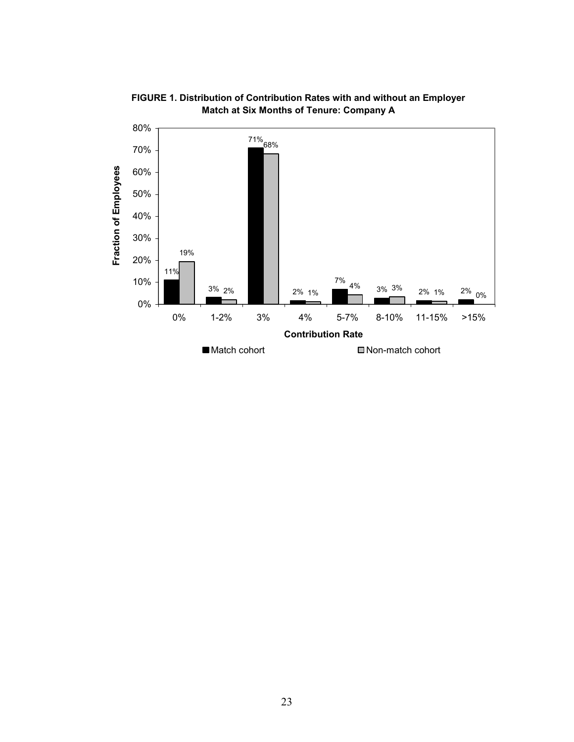**FIGURE 1. Distribution of Contribution Rates with and without an Employer Match at Six Months of Tenure: Company A**

| Contribution Rate | Match cohort | Non-match cohort |
|---|---|---|
| 0% | 11% | 19% |
| 1-2% | 3% | 2% |
| 3% | 71% | 68% |
| 4% | 2% | 1% |
| 5-7% | 7% | 4% |
| 8-10% | 3% | 3% |
| 11-15% | 2% | 1% |
| >15% | 2% | 0% |

Fraction of Employees (y-axis, 0%–80%) by Contribution Rate (x-axis).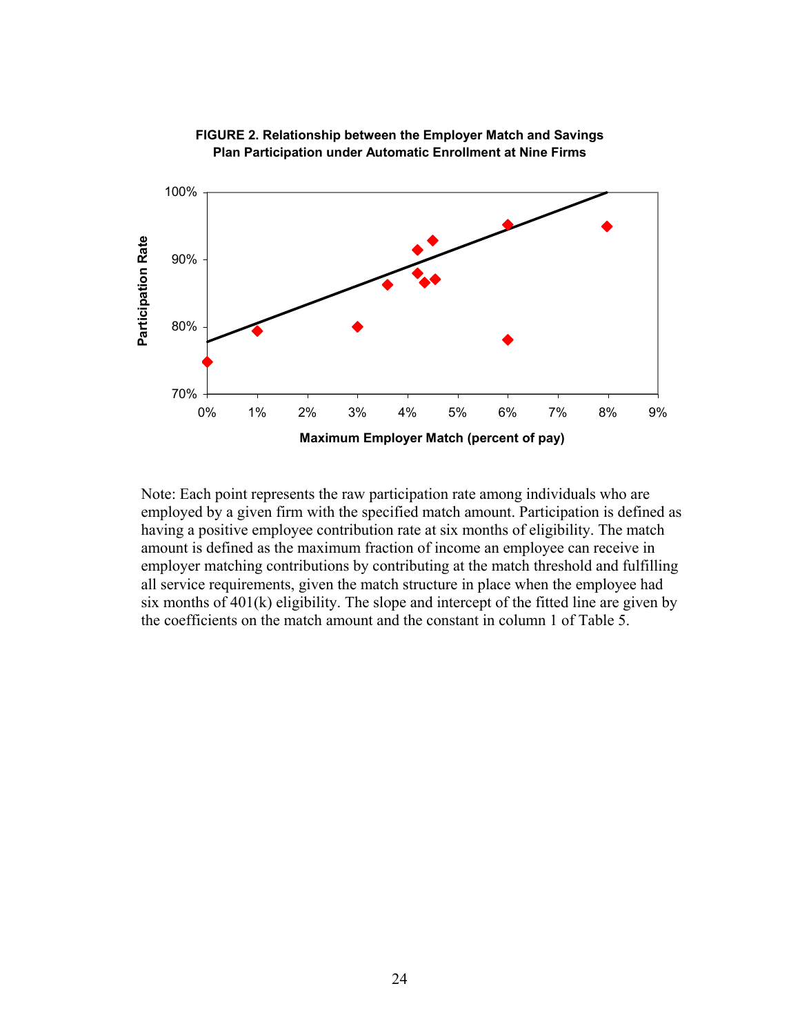**FIGURE 2. Relationship between the Employer Match and Savings Plan Participation under Automatic Enrollment at Nine Firms**

Participation Rate

100%

90%

80%

70%

0% 1% 2% 3% 4% 5% 6% 7% 8% 9%

Maximum Employer Match (percent of pay)

Note: Each point represents the raw participation rate among individuals who are employed by a given firm with the specified match amount. Participation is defined as having a positive employee contribution rate at six months of eligibility. The match amount is defined as the maximum fraction of income an employee can receive in employer matching contributions by contributing at the match threshold and fulfilling all service requirements, given the match structure in place when the employee had six months of 401(k) eligibility. The slope and intercept of the fitted line are given by the coefficients on the match amount and the constant in column 1 of Table 5.